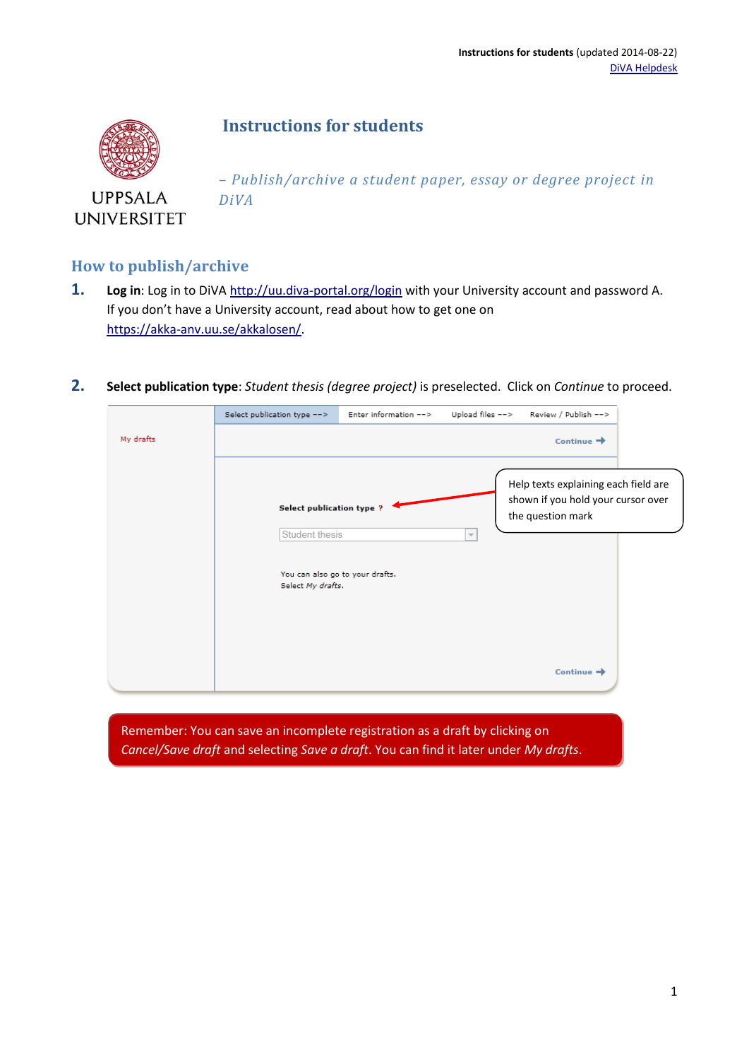# Instructions for students

*– Publish/archive a student paper, essay or degree project in DiVA*

## How to publish/archive

1. **Log in**: Log in to DiVA http://uu.diva-portal.org/login with your University account and password A. If you don't have a University account, read about how to get one on https://akka-anv.uu.se/akkalosen/.

2. **Select publication type**: *Student thesis (degree project)* is preselected. Click on *Continue* to proceed.

Help texts explaining each field are shown if you hold your cursor over the question mark

Remember: You can save an incomplete registration as a draft by clicking on *Cancel/Save draft* and selecting *Save a draft*. You can find it later under *My drafts*.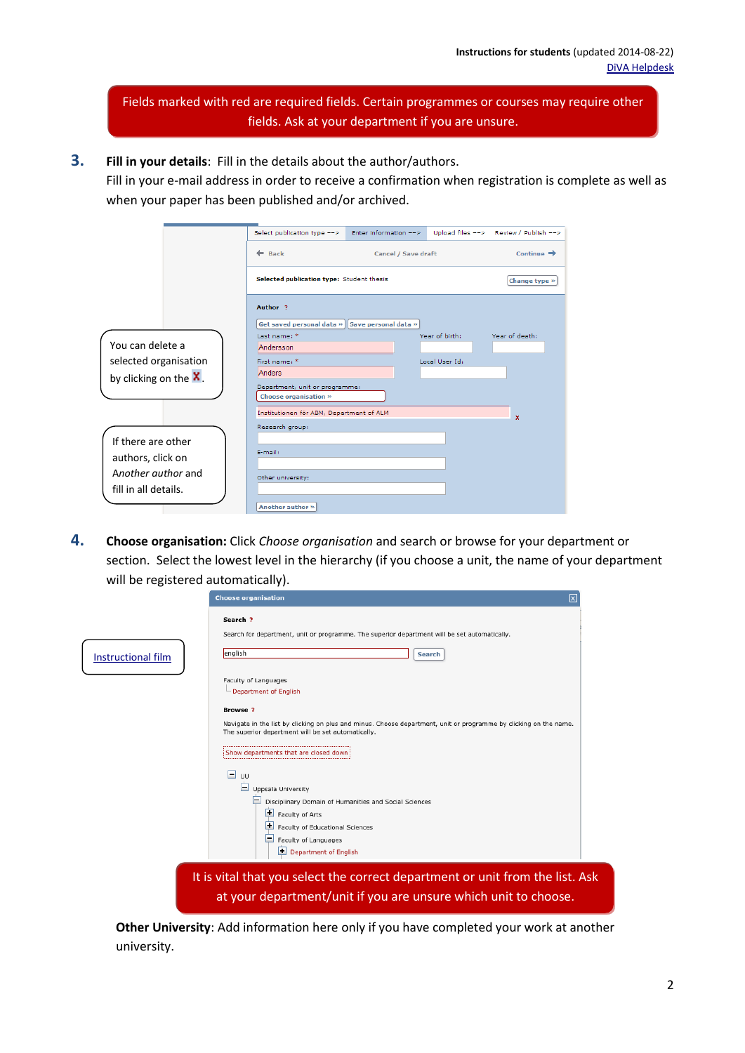Fields marked with red are required fields. Certain programmes or courses may require other fields. Ask at your department if you are unsure.

**3. Fill in your details**: Fill in the details about the author/authors.

Fill in your e-mail address in order to receive a confirmation when registration is complete as well as when your paper has been published and/or archived.

You can delete a selected organisation by clicking on the X.

If there are other authors, click on *Another author* and fill in all details.

**4. Choose organisation:** Click *Choose organisation* and search or browse for your department or section. Select the lowest level in the hierarchy (if you choose a unit, the name of your department will be registered automatically).

Instructional film

It is vital that you select the correct department or unit from the list. Ask at your department/unit if you are unsure which unit to choose.

**Other University**: Add information here only if you have completed your work at another university.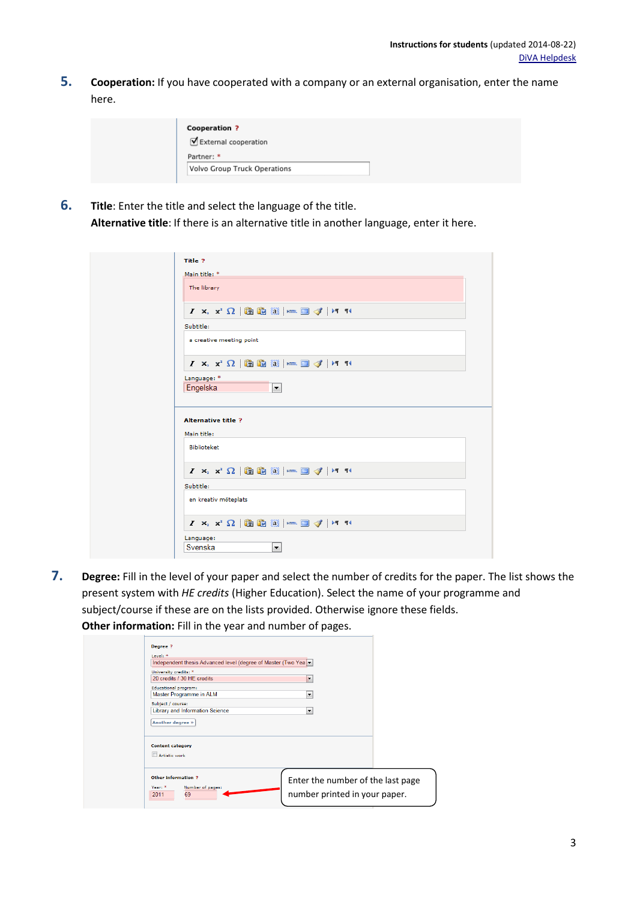5. **Cooperation:** If you have cooperated with a company or an external organisation, enter the name here.

6. **Title**: Enter the title and select the language of the title.
**Alternative title**: If there is an alternative title in another language, enter it here.

7. **Degree:** Fill in the level of your paper and select the number of credits for the paper. The list shows the present system with *HE credits* (Higher Education). Select the name of your programme and subject/course if these are on the lists provided. Otherwise ignore these fields.
**Other information:** Fill in the year and number of pages.

Enter the number of the last page number printed in your paper.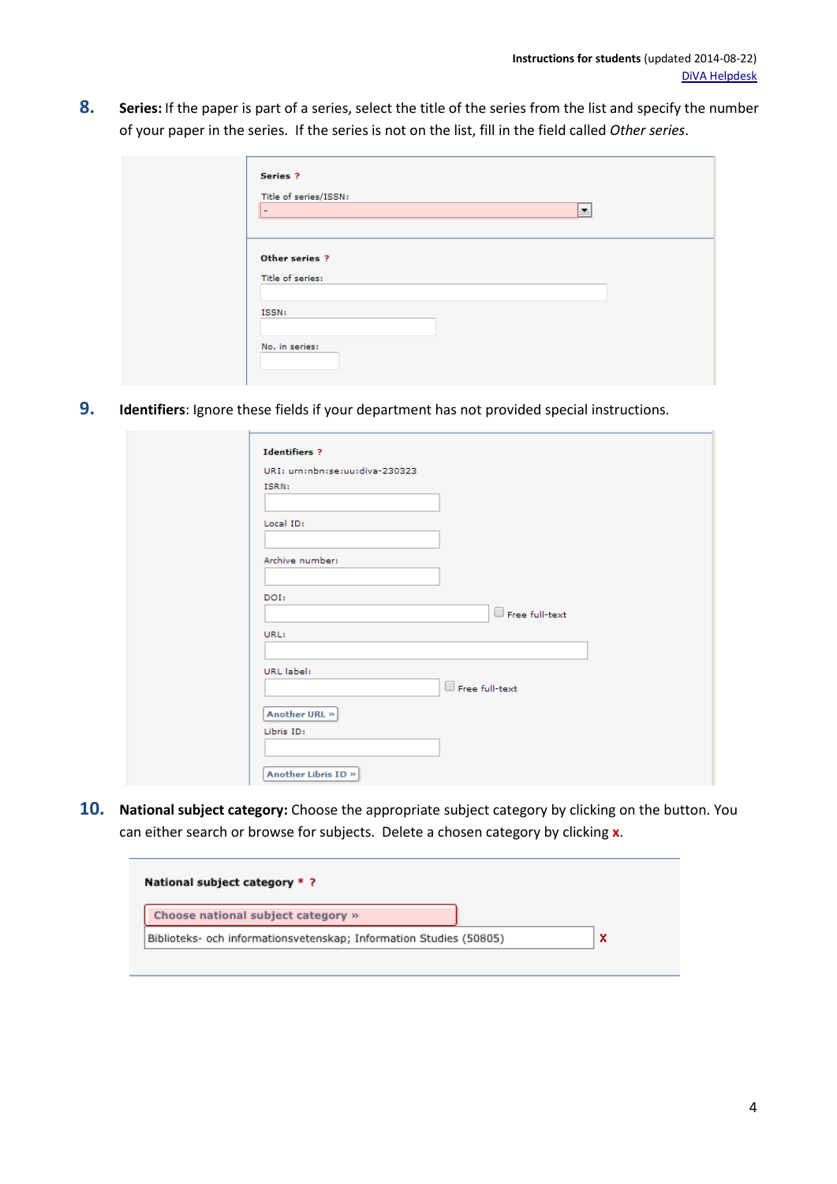8. **Series:** If the paper is part of a series, select the title of the series from the list and specify the number of your paper in the series. If the series is not on the list, fill in the field called *Other series*.

**Series ?**

Title of series/ISSN:

-

**Other series ?**

Title of series:

ISSN:

No. in series:

9. **Identifiers**: Ignore these fields if your department has not provided special instructions.

**Identifiers ?**

URI: urn:nbn:se:uu:diva-230323

ISRN:

Local ID:

Archive number:

DOI:

Free full-text

URL:

URL label:

Free full-text

Another URL »

Libris ID:

Another Libris ID »

10. **National subject category:** Choose the appropriate subject category by clicking on the button. You can either search or browse for subjects. Delete a chosen category by clicking **x**.

**National subject category * ?**

Choose national subject category »

Biblioteks- och informationsvetenskap; Information Studies (50805) **x**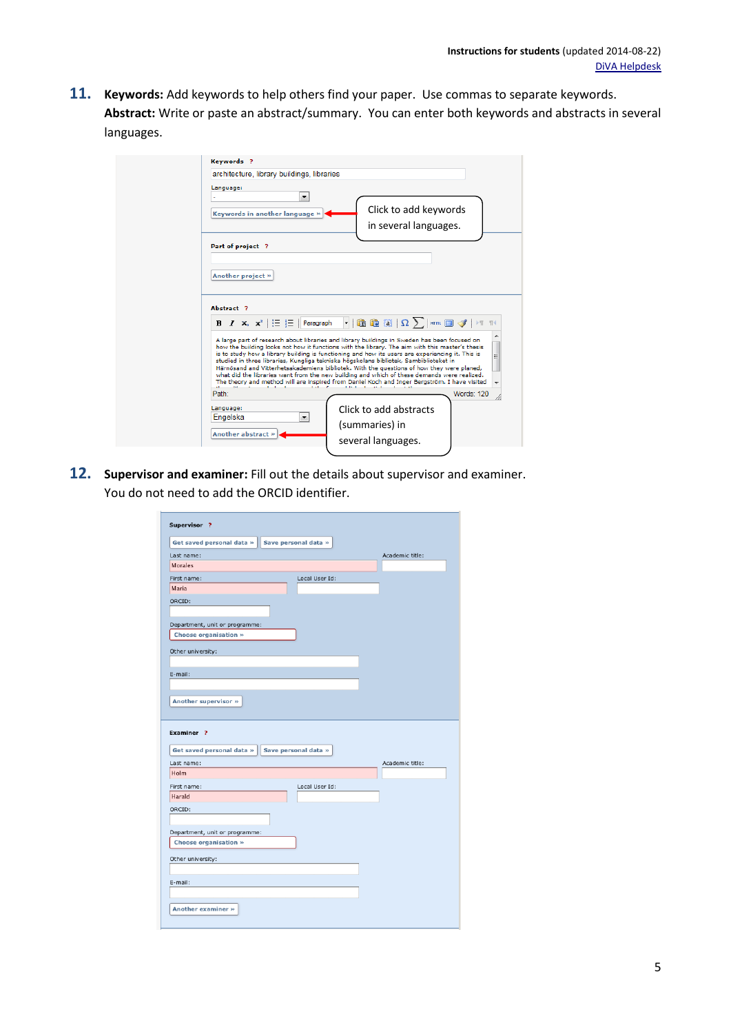**11. Keywords:** Add keywords to help others find your paper. Use commas to separate keywords.
**Abstract:** Write or paste an abstract/summary. You can enter both keywords and abstracts in several languages.

Click to add keywords in several languages.

Click to add abstracts (summaries) in several languages.

**12. Supervisor and examiner:** Fill out the details about supervisor and examiner.
You do not need to add the ORCID identifier.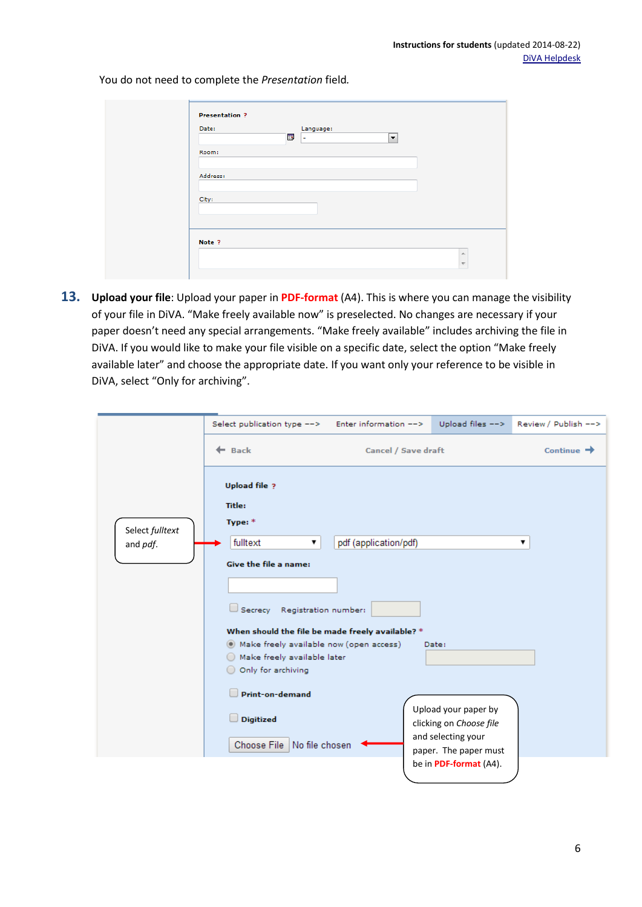You do not need to complete the *Presentation* field.

Presentation ?

Date:

Language:

Room:

Address:

City:

Note ?

**13. Upload your file**: Upload your paper in **PDF-format** (A4). This is where you can manage the visibility of your file in DiVA. "Make freely available now" is preselected. No changes are necessary if your paper doesn't need any special arrangements. "Make freely available" includes archiving the file in DiVA. If you would like to make your file visible on a specific date, select the option "Make freely available later" and choose the appropriate date. If you want only your reference to be visible in DiVA, select "Only for archiving".

Select publication type --> Enter information --> Upload files --> Review / Publish -->

Back Cancel / Save draft Continue

Upload file ?

Title:

Type: *

Select *fulltext* and *pdf*.

fulltext pdf (application/pdf)

Give the file a name:

Secrecy Registration number:

When should the file be made freely available? *

- Make freely available now (open access)
- Make freely available later
- Only for archiving

Date:

Print-on-demand

Digitized

Choose File No file chosen

Upload your paper by clicking on *Choose file* and selecting your paper. The paper must be in **PDF-format** (A4).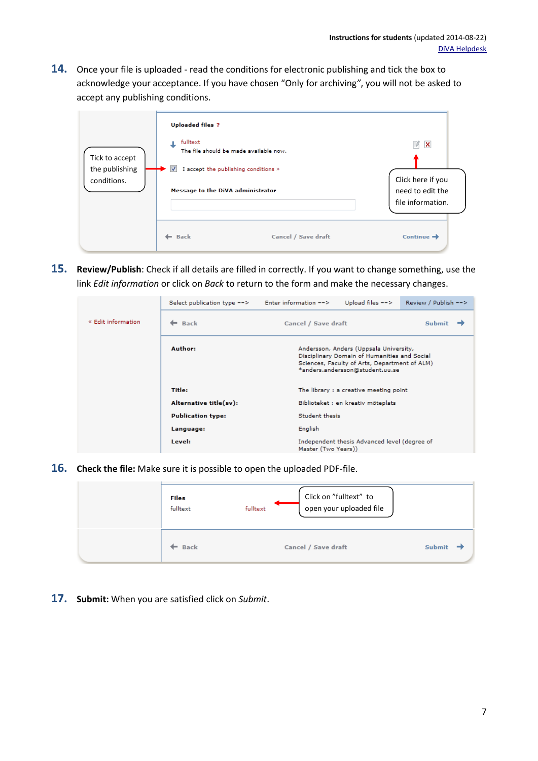14. Once your file is uploaded - read the conditions for electronic publishing and tick the box to acknowledge your acceptance. If you have chosen "Only for archiving", you will not be asked to accept any publishing conditions.

Uploaded files ?

fulltext
The file should be made available now.

I accept the publishing conditions »

Message to the DiVA administrator

Tick to accept the publishing conditions.

Click here if you need to edit the file information.

Back | Cancel / Save draft | Continue

15. **Review/Publish**: Check if all details are filled in correctly. If you want to change something, use the link *Edit information* or click on *Back* to return to the form and make the necessary changes.

Select publication type --> | Enter information --> | Upload files --> | Review / Publish -->

« Edit information

Back | Cancel / Save draft | Submit

| | |
|---|---|
| **Author:** | Andersson, Anders (Uppsala University, Disciplinary Domain of Humanities and Social Sciences, Faculty of Arts, Department of ALM) *anders.andersson@student.uu.se |
| **Title:** | The library : a creative meeting point |
| **Alternative title(sv):** | Biblioteket : en kreativ möteplats |
| **Publication type:** | Student thesis |
| **Language:** | English |
| **Level:** | Independent thesis Advanced level (degree of Master (Two Years)) |

16. **Check the file:** Make sure it is possible to open the uploaded PDF-file.

Files
fulltext | fulltext

Click on "fulltext" to open your uploaded file

Back | Cancel / Save draft | Submit

17. **Submit:** When you are satisfied click on *Submit*.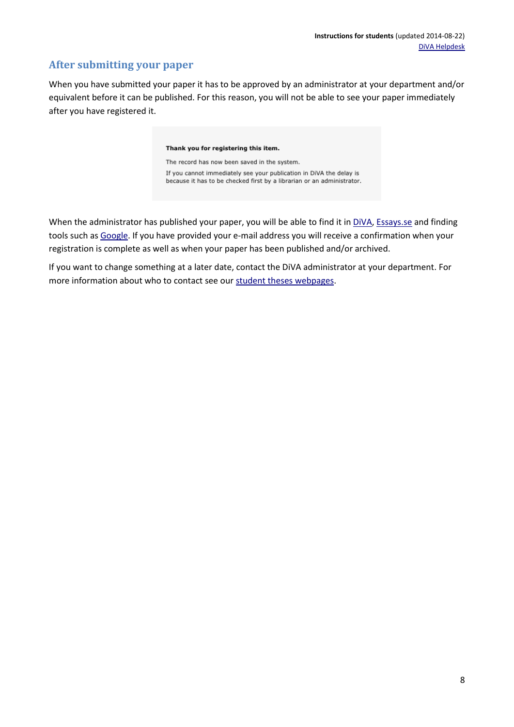## After submitting your paper

When you have submitted your paper it has to be approved by an administrator at your department and/or equivalent before it can be published. For this reason, you will not be able to see your paper immediately after you have registered it.

**Thank you for registering this item.**

The record has now been saved in the system.

If you cannot immediately see your publication in DiVA the delay is because it has to be checked first by a librarian or an administrator.

When the administrator has published your paper, you will be able to find it in DiVA, Essays.se and finding tools such as Google. If you have provided your e-mail address you will receive a confirmation when your registration is complete as well as when your paper has been published and/or archived.

If you want to change something at a later date, contact the DiVA administrator at your department. For more information about who to contact see our student theses webpages.